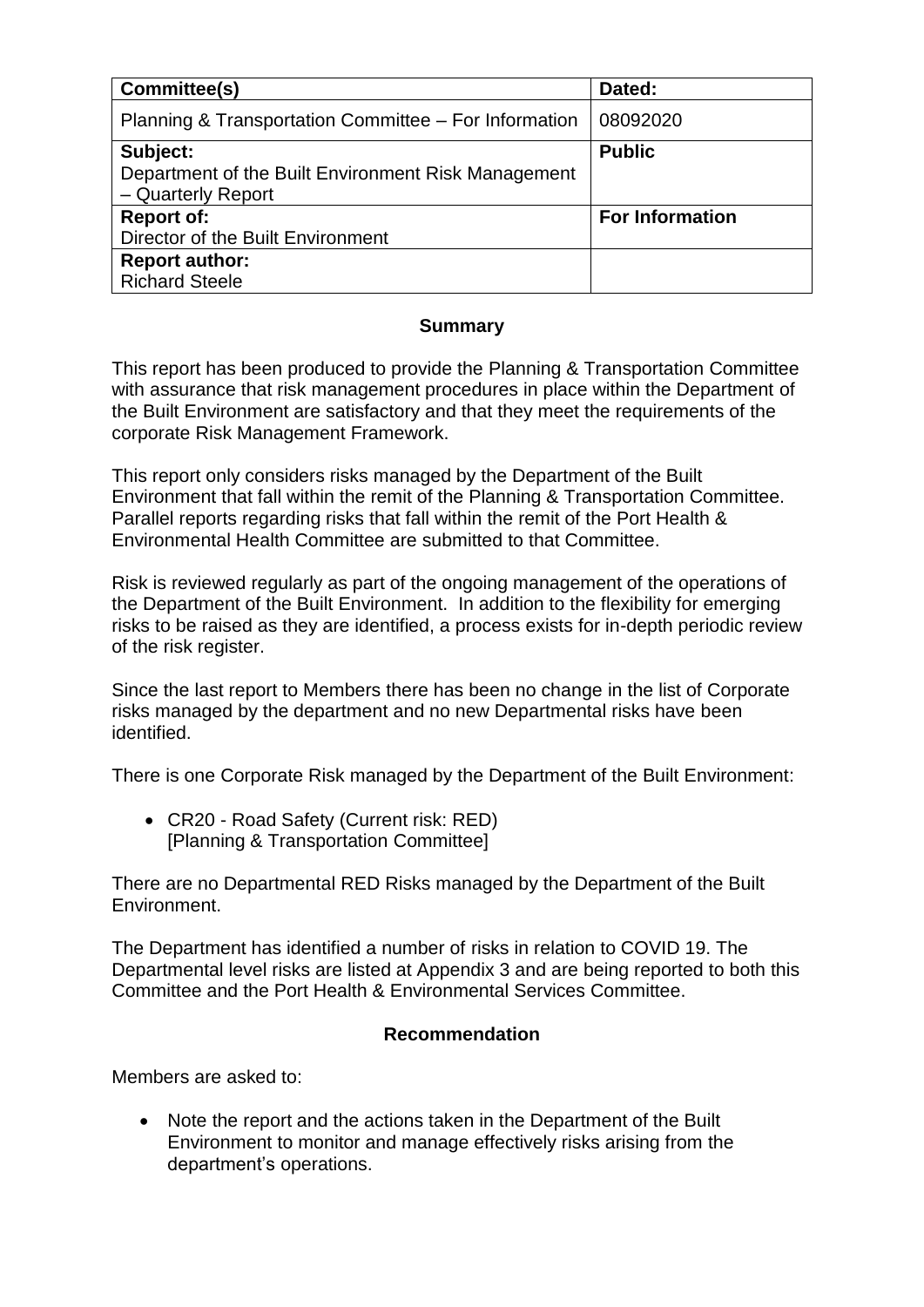| Committee(s) | Dated: |
|---|---|
| Planning & Transportation Committee – For Information | 08092020 |
| **Subject:**<br>Department of the Built Environment Risk Management – Quarterly Report | **Public** |
| **Report of:**<br>Director of the Built Environment | **For Information** |
| **Report author:**<br>Richard Steele | |

## Summary

This report has been produced to provide the Planning & Transportation Committee with assurance that risk management procedures in place within the Department of the Built Environment are satisfactory and that they meet the requirements of the corporate Risk Management Framework.

This report only considers risks managed by the Department of the Built Environment that fall within the remit of the Planning & Transportation Committee. Parallel reports regarding risks that fall within the remit of the Port Health & Environmental Health Committee are submitted to that Committee.

Risk is reviewed regularly as part of the ongoing management of the operations of the Department of the Built Environment. In addition to the flexibility for emerging risks to be raised as they are identified, a process exists for in-depth periodic review of the risk register.

Since the last report to Members there has been no change in the list of Corporate risks managed by the department and no new Departmental risks have been identified.

There is one Corporate Risk managed by the Department of the Built Environment:

- CR20 - Road Safety (Current risk: RED)
  [Planning & Transportation Committee]

There are no Departmental RED Risks managed by the Department of the Built Environment.

The Department has identified a number of risks in relation to COVID 19. The Departmental level risks are listed at Appendix 3 and are being reported to both this Committee and the Port Health & Environmental Services Committee.

## Recommendation

Members are asked to:

- Note the report and the actions taken in the Department of the Built Environment to monitor and manage effectively risks arising from the department's operations.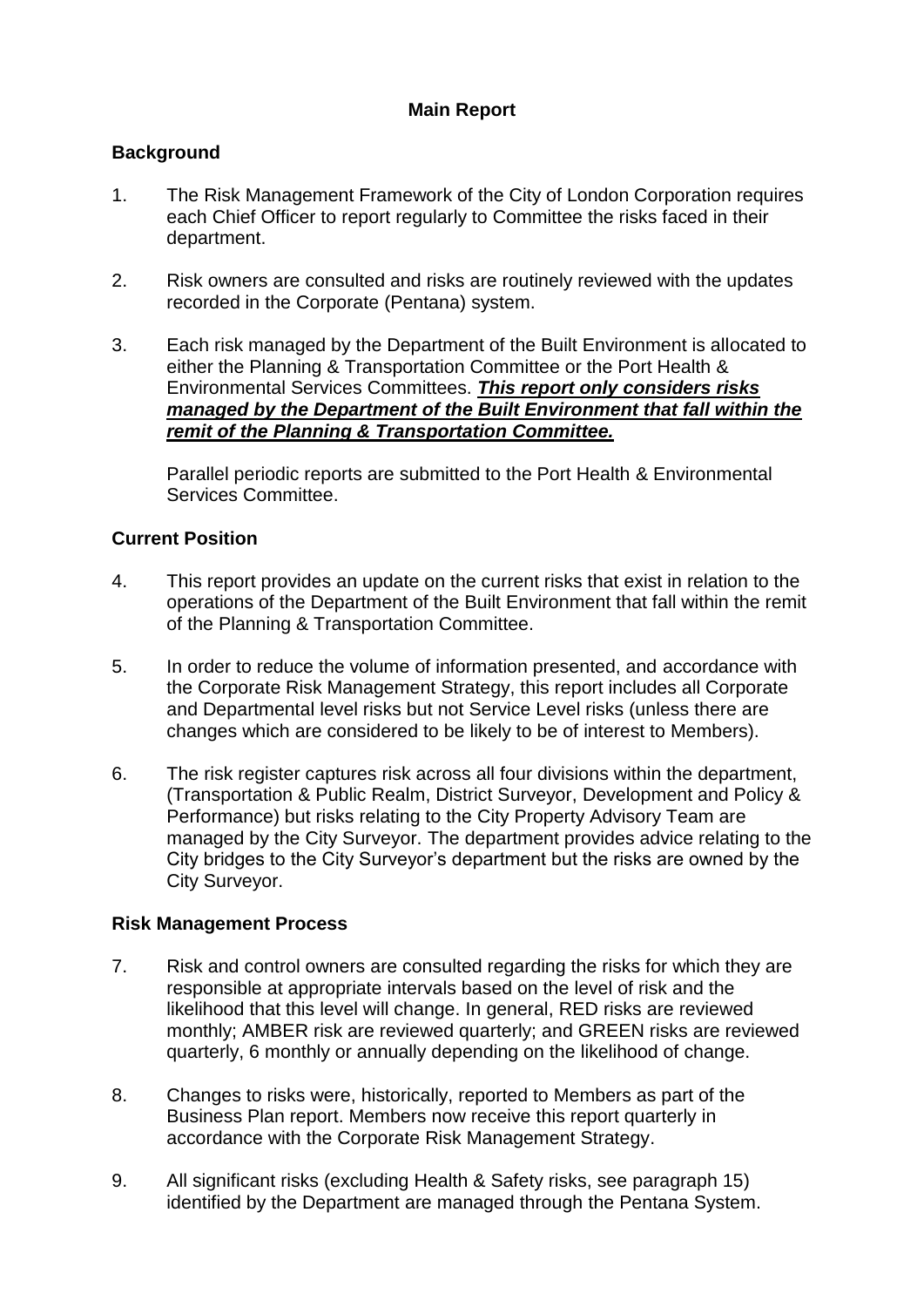## Main Report

### Background

1. The Risk Management Framework of the City of London Corporation requires each Chief Officer to report regularly to Committee the risks faced in their department.

2. Risk owners are consulted and risks are routinely reviewed with the updates recorded in the Corporate (Pentana) system.

3. Each risk managed by the Department of the Built Environment is allocated to either the Planning & Transportation Committee or the Port Health & Environmental Services Committees. ***<u>This report only considers risks managed by the Department of the Built Environment that fall within the remit of the Planning & Transportation Committee.</u>***

   Parallel periodic reports are submitted to the Port Health & Environmental Services Committee.

### Current Position

4. This report provides an update on the current risks that exist in relation to the operations of the Department of the Built Environment that fall within the remit of the Planning & Transportation Committee.

5. In order to reduce the volume of information presented, and accordance with the Corporate Risk Management Strategy, this report includes all Corporate and Departmental level risks but not Service Level risks (unless there are changes which are considered to be likely to be of interest to Members).

6. The risk register captures risk across all four divisions within the department, (Transportation & Public Realm, District Surveyor, Development and Policy & Performance) but risks relating to the City Property Advisory Team are managed by the City Surveyor. The department provides advice relating to the City bridges to the City Surveyor's department but the risks are owned by the City Surveyor.

### Risk Management Process

7. Risk and control owners are consulted regarding the risks for which they are responsible at appropriate intervals based on the level of risk and the likelihood that this level will change. In general, RED risks are reviewed monthly; AMBER risk are reviewed quarterly; and GREEN risks are reviewed quarterly, 6 monthly or annually depending on the likelihood of change.

8. Changes to risks were, historically, reported to Members as part of the Business Plan report. Members now receive this report quarterly in accordance with the Corporate Risk Management Strategy.

9. All significant risks (excluding Health & Safety risks, see paragraph 15) identified by the Department are managed through the Pentana System.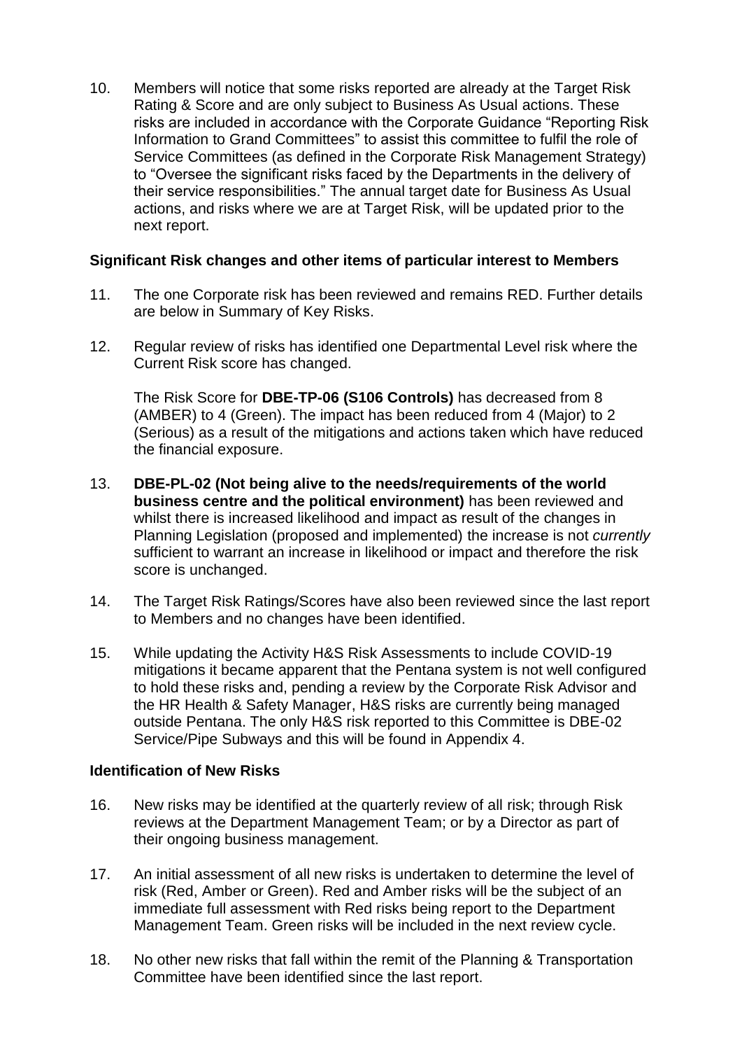10. Members will notice that some risks reported are already at the Target Risk Rating & Score and are only subject to Business As Usual actions. These risks are included in accordance with the Corporate Guidance "Reporting Risk Information to Grand Committees" to assist this committee to fulfil the role of Service Committees (as defined in the Corporate Risk Management Strategy) to "Oversee the significant risks faced by the Departments in the delivery of their service responsibilities." The annual target date for Business As Usual actions, and risks where we are at Target Risk, will be updated prior to the next report.

**Significant Risk changes and other items of particular interest to Members**

11. The one Corporate risk has been reviewed and remains RED. Further details are below in Summary of Key Risks.

12. Regular review of risks has identified one Departmental Level risk where the Current Risk score has changed.

    The Risk Score for **DBE-TP-06 (S106 Controls)** has decreased from 8 (AMBER) to 4 (Green). The impact has been reduced from 4 (Major) to 2 (Serious) as a result of the mitigations and actions taken which have reduced the financial exposure.

13. **DBE-PL-02 (Not being alive to the needs/requirements of the world business centre and the political environment)** has been reviewed and whilst there is increased likelihood and impact as result of the changes in Planning Legislation (proposed and implemented) the increase is not *currently* sufficient to warrant an increase in likelihood or impact and therefore the risk score is unchanged.

14. The Target Risk Ratings/Scores have also been reviewed since the last report to Members and no changes have been identified.

15. While updating the Activity H&S Risk Assessments to include COVID-19 mitigations it became apparent that the Pentana system is not well configured to hold these risks and, pending a review by the Corporate Risk Advisor and the HR Health & Safety Manager, H&S risks are currently being managed outside Pentana. The only H&S risk reported to this Committee is DBE-02 Service/Pipe Subways and this will be found in Appendix 4.

**Identification of New Risks**

16. New risks may be identified at the quarterly review of all risk; through Risk reviews at the Department Management Team; or by a Director as part of their ongoing business management.

17. An initial assessment of all new risks is undertaken to determine the level of risk (Red, Amber or Green). Red and Amber risks will be the subject of an immediate full assessment with Red risks being report to the Department Management Team. Green risks will be included in the next review cycle.

18. No other new risks that fall within the remit of the Planning & Transportation Committee have been identified since the last report.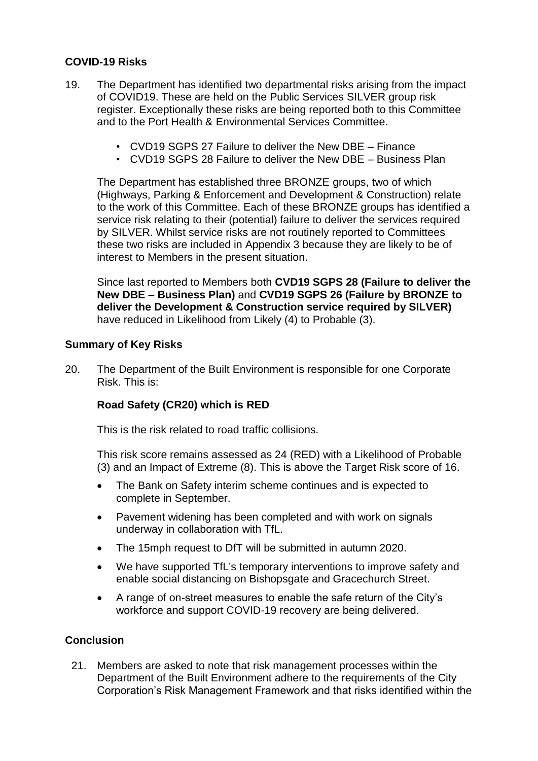## COVID-19 Risks

19. The Department has identified two departmental risks arising from the impact of COVID19. These are held on the Public Services SILVER group risk register. Exceptionally these risks are being reported both to this Committee and to the Port Health & Environmental Services Committee.

    - CVD19 SGPS 27 Failure to deliver the New DBE – Finance
    - CVD19 SGPS 28 Failure to deliver the New DBE – Business Plan

    The Department has established three BRONZE groups, two of which (Highways, Parking & Enforcement and Development & Construction) relate to the work of this Committee. Each of these BRONZE groups has identified a service risk relating to their (potential) failure to deliver the services required by SILVER. Whilst service risks are not routinely reported to Committees these two risks are included in Appendix 3 because they are likely to be of interest to Members in the present situation.

    Since last reported to Members both **CVD19 SGPS 28 (Failure to deliver the New DBE – Business Plan)** and **CVD19 SGPS 26 (Failure by BRONZE to deliver the Development & Construction service required by SILVER)** have reduced in Likelihood from Likely (4) to Probable (3).

## Summary of Key Risks

20. The Department of the Built Environment is responsible for one Corporate Risk. This is:

    **Road Safety (CR20) which is RED**

    This is the risk related to road traffic collisions.

    This risk score remains assessed as 24 (RED) with a Likelihood of Probable (3) and an Impact of Extreme (8). This is above the Target Risk score of 16.

    - The Bank on Safety interim scheme continues and is expected to complete in September.
    - Pavement widening has been completed and with work on signals underway in collaboration with TfL.
    - The 15mph request to DfT will be submitted in autumn 2020.
    - We have supported TfL's temporary interventions to improve safety and enable social distancing on Bishopsgate and Gracechurch Street.
    - A range of on-street measures to enable the safe return of the City's workforce and support COVID-19 recovery are being delivered.

## Conclusion

21. Members are asked to note that risk management processes within the Department of the Built Environment adhere to the requirements of the City Corporation's Risk Management Framework and that risks identified within the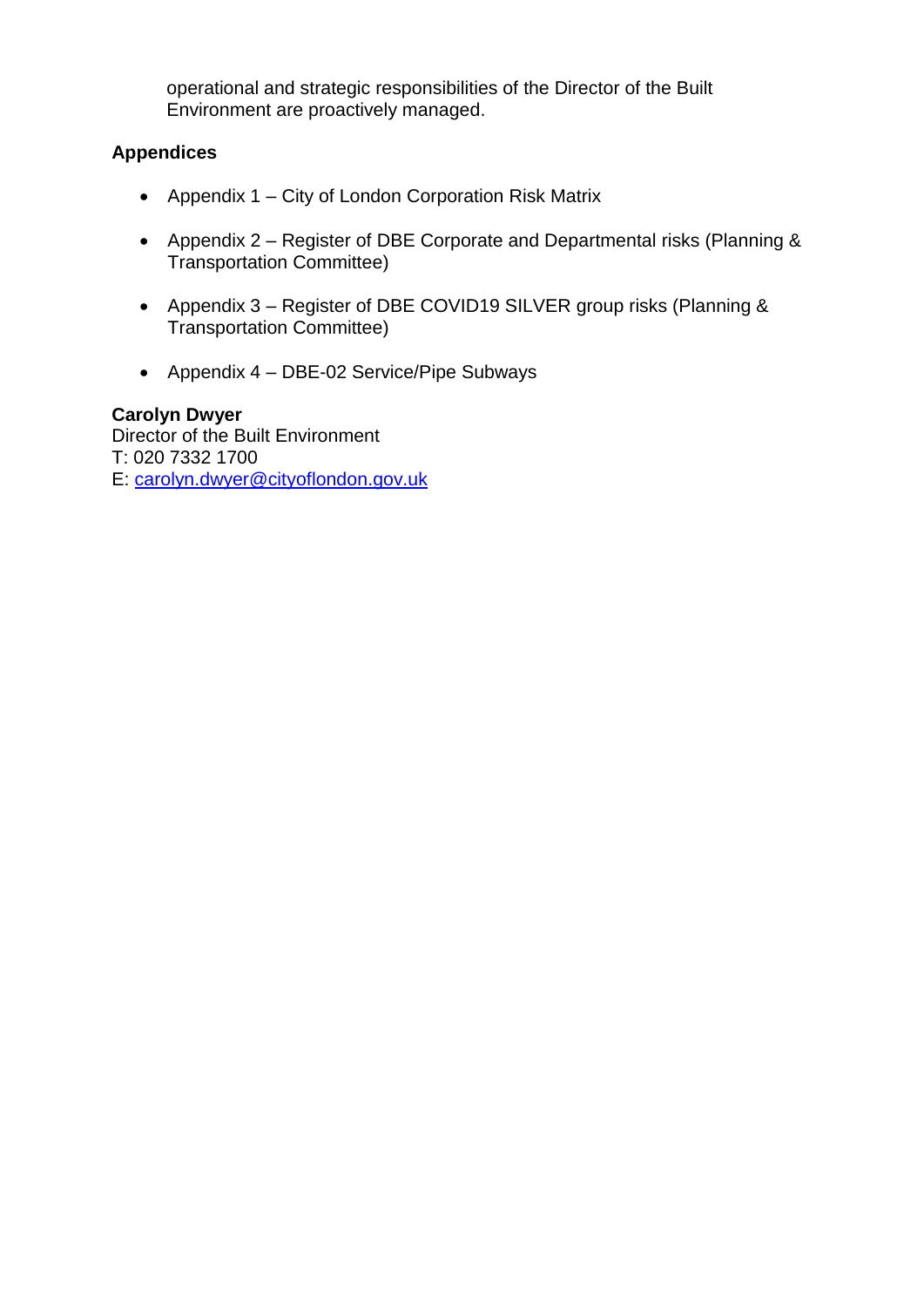operational and strategic responsibilities of the Director of the Built Environment are proactively managed.

**Appendices**

- Appendix 1 – City of London Corporation Risk Matrix
- Appendix 2 – Register of DBE Corporate and Departmental risks (Planning & Transportation Committee)
- Appendix 3 – Register of DBE COVID19 SILVER group risks (Planning & Transportation Committee)
- Appendix 4 – DBE-02 Service/Pipe Subways

**Carolyn Dwyer**
Director of the Built Environment
T: 020 7332 1700
E: carolyn.dwyer@cityoflondon.gov.uk